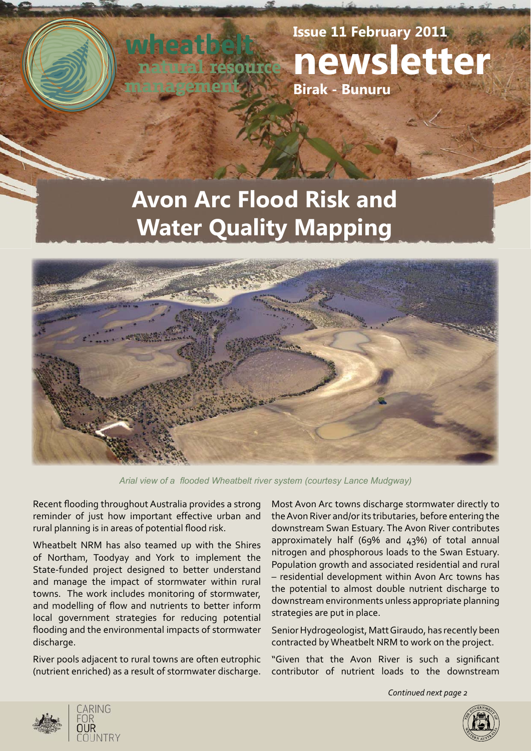wheatbelt natural resource management

**Issue 11 February 2011**

# newsletter

**Birak - Bunuru**

# Avon Arc Flood Risk and Water Quality Mapping

*Arial view of a flooded Wheatbelt river system (courtesy Lance Mudgway)*

Recent flooding throughout Australia provides a strong reminder of just how important effective urban and rural planning is in areas of potential flood risk.

Wheatbelt NRM has also teamed up with the Shires of Northam, Toodyay and York to implement the State-funded project designed to better understand and manage the impact of stormwater within rural towns. The work includes monitoring of stormwater, and modelling of flow and nutrients to better inform local government strategies for reducing potential flooding and the environmental impacts of stormwater discharge.

River pools adjacent to rural towns are often eutrophic (nutrient enriched) as a result of stormwater discharge. Most Avon Arc towns discharge stormwater directly to the Avon River and/or its tributaries, before entering the downstream Swan Estuary. The Avon River contributes approximately half (69% and 43%) of total annual nitrogen and phosphorous loads to the Swan Estuary. Population growth and associated residential and rural – residential development within Avon Arc towns has the potential to almost double nutrient discharge to downstream environments unless appropriate planning strategies are put in place.

Senior Hydrogeologist, Matt Giraudo, has recently been contracted by Wheatbelt NRM to work on the project.

"Given that the Avon River is such a significant contributor of nutrient loads to the downstream

*Continued next page 2*

CARING FOR OUR COUNTRY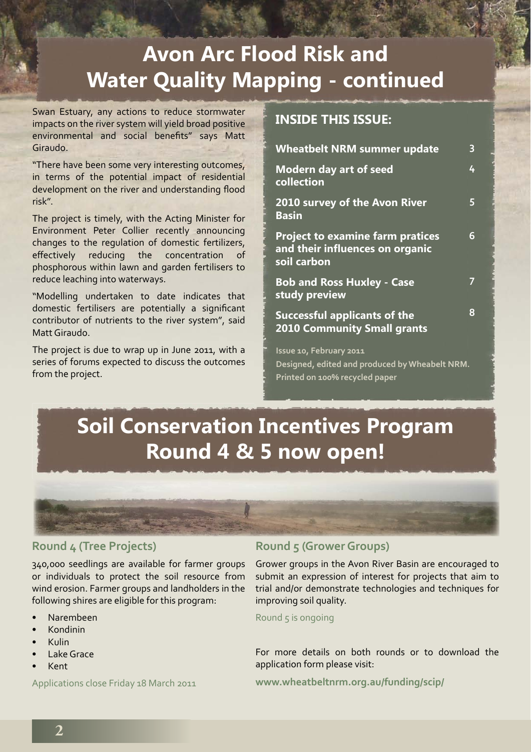# Avon Arc Flood Risk and Water Quality Mapping - continued

Swan Estuary, any actions to reduce stormwater impacts on the river system will yield broad positive environmental and social benefits" says Matt Giraudo.

"There have been some very interesting outcomes, in terms of the potential impact of residential development on the river and understanding flood risk".

The project is timely, with the Acting Minister for Environment Peter Collier recently announcing changes to the regulation of domestic fertilizers, effectively reducing the concentration of phosphorous within lawn and garden fertilisers to reduce leaching into waterways.

"Modelling undertaken to date indicates that domestic fertilisers are potentially a significant contributor of nutrients to the river system", said Matt Giraudo.

The project is due to wrap up in June 2011, with a series of forums expected to discuss the outcomes from the project.

## INSIDE THIS ISSUE:

| | |
|---|---|
| **Wheatbelt NRM summer update** | 3 |
| **Modern day art of seed collection** | 4 |
| **2010 survey of the Avon River Basin** | 5 |
| **Project to examine farm pratices and their influences on organic soil carbon** | 6 |
| **Bob and Ross Huxley - Case study preview** | 7 |
| **Successful applicants of the 2010 Community Small grants** | 8 |

Issue 10, February 2011

Designed, edited and produced by Wheabelt NRM.

Printed on 100% recycled paper

# Soil Conservation Incentives Program Round 4 & 5 now open!

### Round 4 (Tree Projects)

340,000 seedlings are available for farmer groups or individuals to protect the soil resource from wind erosion. Farmer groups and landholders in the following shires are eligible for this program:

- Narembeen
- Kondinin
- Kulin
- Lake Grace
- Kent

Applications close Friday 18 March 2011

### Round 5 (Grower Groups)

Grower groups in the Avon River Basin are encouraged to submit an expression of interest for projects that aim to trial and/or demonstrate technologies and techniques for improving soil quality.

Round 5 is ongoing

For more details on both rounds or to download the application form please visit:

**www.wheatbeltnrm.org.au/funding/scip/**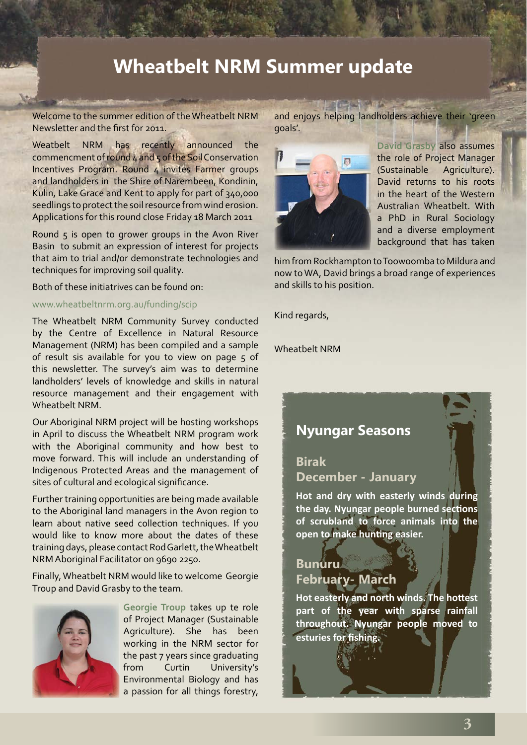# Wheatbelt NRM Summer update

Welcome to the summer edition of the Wheatbelt NRM Newsletter and the first for 2011.

Weatbelt NRM has recently announced the commencment of round 4 and 5 of the Soil Conservation Incentives Program. Round 4 invites Farmer groups and landholders in the Shire of Narembeen, Kondinin, Kulin, Lake Grace and Kent to apply for part of 340,000 seedlings to protect the soil resource from wind erosion. Applications for this round close Friday 18 March 2011

Round 5 is open to grower groups in the Avon River Basin to submit an expression of interest for projects that aim to trial and/or demonstrate technologies and techniques for improving soil quality.

Both of these initiatrives can be found on:

www.wheatbeltnrm.org.au/funding/scip

The Wheatbelt NRM Community Survey conducted by the Centre of Excellence in Natural Resource Management (NRM) has been compiled and a sample of result sis available for you to view on page 5 of this newsletter. The survey's aim was to determine landholders' levels of knowledge and skills in natural resource management and their engagement with Wheatbelt NRM.

Our Aboriginal NRM project will be hosting workshops in April to discuss the Wheatbelt NRM program work with the Aboriginal community and how best to move forward. This will include an understanding of Indigenous Protected Areas and the management of sites of cultural and ecological significance.

Further training opportunities are being made available to the Aboriginal land managers in the Avon region to learn about native seed collection techniques. If you would like to know more about the dates of these training days, please contact Rod Garlett, the Wheatbelt NRM Aboriginal Facilitator on 9690 2250.

Finally, Wheatbelt NRM would like to welcome Georgie Troup and David Grasby to the team.

**Georgie Troup** takes up te role of Project Manager (Sustainable Agriculture). She has been working in the NRM sector for the past 7 years since graduating from Curtin University's Environmental Biology and has a passion for all things forestry, and enjoys helping landholders achieve their 'green goals'.

**David Grasby** also assumes the role of Project Manager (Sustainable Agriculture). David returns to his roots in the heart of the Western Australian Wheatbelt. With a PhD in Rural Sociology and a diverse employment background that has taken him from Rockhampton to Toowoomba to Mildura and now to WA, David brings a broad range of experiences and skills to his position.

Kind regards,

Wheatbelt NRM

## Nyungar Seasons

### Birak
### December - January

**Hot and dry with easterly winds during the day. Nyungar people burned sections of scrubland to force animals into the open to make hunting easier.**

### Bunuru
### February- March

**Hot easterly and north winds. The hottest part of the year with sparse rainfall throughout. Nyungar people moved to esturies for fishing.**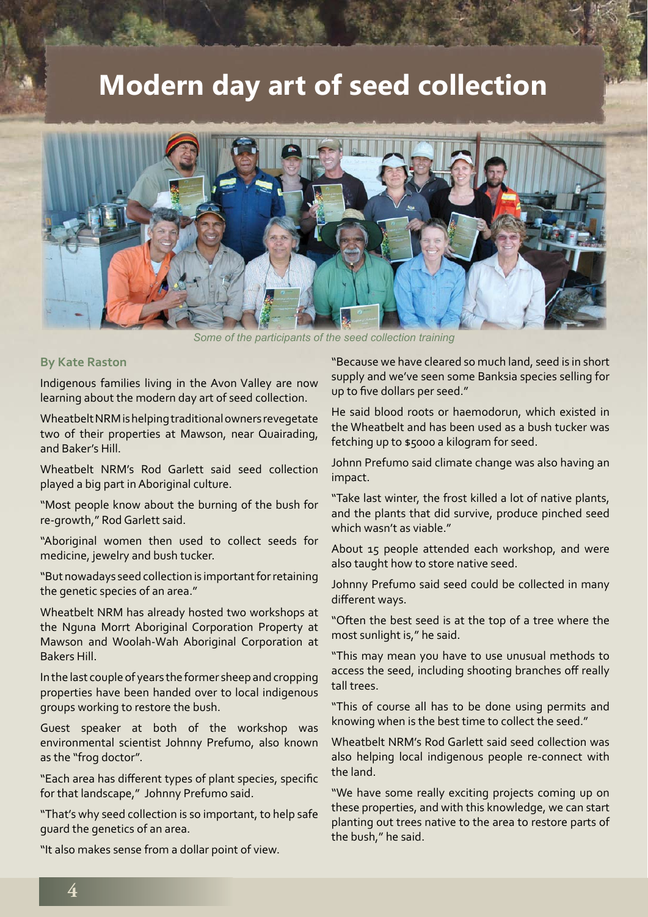# Modern day art of seed collection

*Some of the participants of the seed collection training*

**By Kate Raston**

Indigenous families living in the Avon Valley are now learning about the modern day art of seed collection.

Wheatbelt NRM is helping traditional owners revegetate two of their properties at Mawson, near Quairading, and Baker's Hill.

Wheatbelt NRM's Rod Garlett said seed collection played a big part in Aboriginal culture.

"Most people know about the burning of the bush for re-growth," Rod Garlett said.

"Aboriginal women then used to collect seeds for medicine, jewelry and bush tucker.

"But nowadays seed collection is important for retaining the genetic species of an area."

Wheatbelt NRM has already hosted two workshops at the Nguna Morrt Aboriginal Corporation Property at Mawson and Woolah-Wah Aboriginal Corporation at Bakers Hill.

In the last couple of years the former sheep and cropping properties have been handed over to local indigenous groups working to restore the bush.

Guest speaker at both of the workshop was environmental scientist Johnny Prefumo, also known as the "frog doctor".

"Each area has different types of plant species, specific for that landscape," Johnny Prefumo said.

"That's why seed collection is so important, to help safe guard the genetics of an area.

"It also makes sense from a dollar point of view.

"Because we have cleared so much land, seed is in short supply and we've seen some Banksia species selling for up to five dollars per seed."

He said blood roots or haemodorun, which existed in the Wheatbelt and has been used as a bush tucker was fetching up to $5000 a kilogram for seed.

Johnn Prefumo said climate change was also having an impact.

"Take last winter, the frost killed a lot of native plants, and the plants that did survive, produce pinched seed which wasn't as viable."

About 15 people attended each workshop, and were also taught how to store native seed.

Johnny Prefumo said seed could be collected in many different ways.

"Often the best seed is at the top of a tree where the most sunlight is," he said.

"This may mean you have to use unusual methods to access the seed, including shooting branches off really tall trees.

"This of course all has to be done using permits and knowing when is the best time to collect the seed."

Wheatbelt NRM's Rod Garlett said seed collection was also helping local indigenous people re-connect with the land.

"We have some really exciting projects coming up on these properties, and with this knowledge, we can start planting out trees native to the area to restore parts of the bush," he said.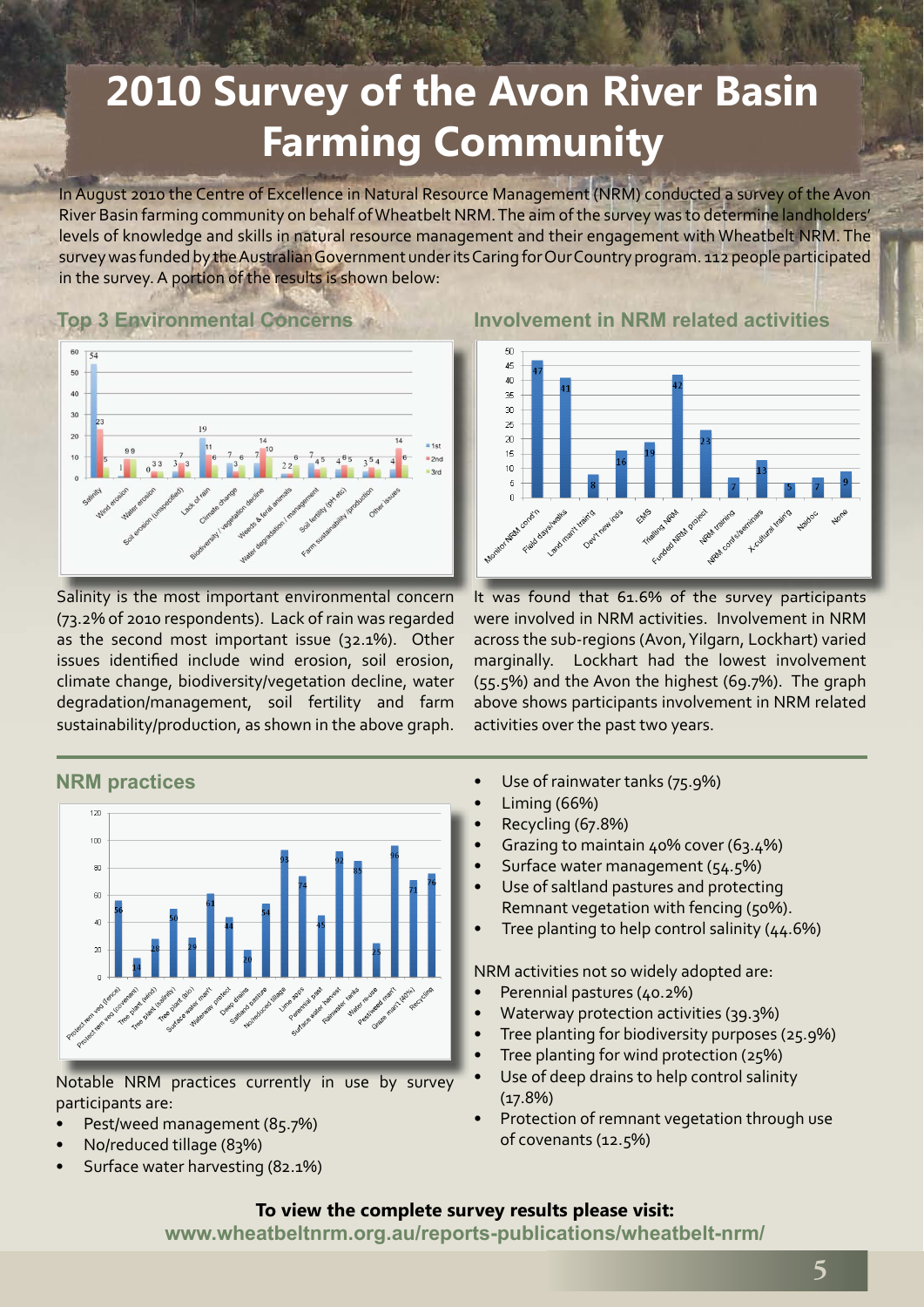# 2010 Survey of the Avon River Basin Farming Community

In August 2010 the Centre of Excellence in Natural Resource Management (NRM) conducted a survey of the Avon River Basin farming community on behalf of Wheatbelt NRM. The aim of the survey was to determine landholders' levels of knowledge and skills in natural resource management and their engagement with Wheatbelt NRM. The survey was funded by the Australian Government under its Caring for Our Country program. 112 people participated in the survey. A portion of the results is shown below:

## Top 3 Environmental Concerns

Salinity is the most important environmental concern (73.2% of 2010 respondents). Lack of rain was regarded as the second most important issue (32.1%). Other issues identified include wind erosion, soil erosion, climate change, biodiversity/vegetation decline, water degradation/management, soil fertility and farm sustainability/production, as shown in the above graph.

## Involvement in NRM related activities

It was found that 61.6% of the survey participants were involved in NRM activities. Involvement in NRM across the sub-regions (Avon, Yilgarn, Lockhart) varied marginally. Lockhart had the lowest involvement (55.5%) and the Avon the highest (69.7%). The graph above shows participants involvement in NRM related activities over the past two years.

## NRM practices

Notable NRM practices currently in use by survey participants are:

- Pest/weed management (85.7%)
- No/reduced tillage (83%)
- Surface water harvesting (82.1%)
- Use of rainwater tanks (75.9%)
- Liming (66%)
- Recycling (67.8%)
- Grazing to maintain 40% cover (63.4%)
- Surface water management (54.5%)
- Use of saltland pastures and protecting Remnant vegetation with fencing (50%).
- Tree planting to help control salinity (44.6%)

NRM activities not so widely adopted are:

- Perennial pastures (40.2%)
- Waterway protection activities (39.3%)
- Tree planting for biodiversity purposes (25.9%)
- Tree planting for wind protection (25%)
- Use of deep drains to help control salinity (17.8%)
- Protection of remnant vegetation through use of covenants (12.5%)

**To view the complete survey results please visit:**
**www.wheatbeltnrm.org.au/reports-publications/wheatbelt-nrm/**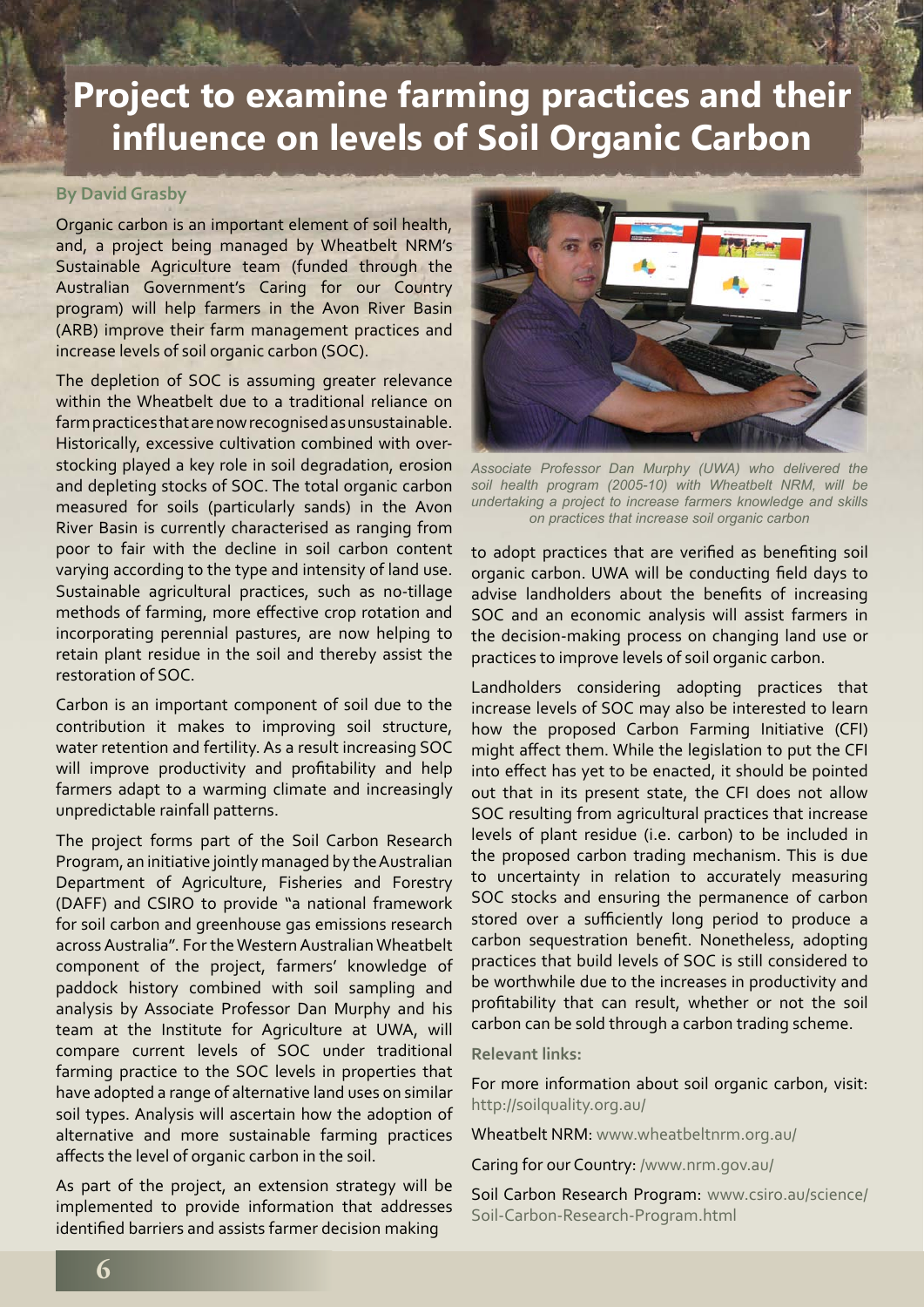# Project to examine farming practices and their influence on levels of Soil Organic Carbon

**By David Grasby**

Organic carbon is an important element of soil health, and, a project being managed by Wheatbelt NRM's Sustainable Agriculture team (funded through the Australian Government's Caring for our Country program) will help farmers in the Avon River Basin (ARB) improve their farm management practices and increase levels of soil organic carbon (SOC).

The depletion of SOC is assuming greater relevance within the Wheatbelt due to a traditional reliance on farm practices that are now recognised as unsustainable. Historically, excessive cultivation combined with over-stocking played a key role in soil degradation, erosion and depleting stocks of SOC. The total organic carbon measured for soils (particularly sands) in the Avon River Basin is currently characterised as ranging from poor to fair with the decline in soil carbon content varying according to the type and intensity of land use. Sustainable agricultural practices, such as no-tillage methods of farming, more effective crop rotation and incorporating perennial pastures, are now helping to retain plant residue in the soil and thereby assist the restoration of SOC.

Carbon is an important component of soil due to the contribution it makes to improving soil structure, water retention and fertility. As a result increasing SOC will improve productivity and profitability and help farmers adapt to a warming climate and increasingly unpredictable rainfall patterns.

The project forms part of the Soil Carbon Research Program, an initiative jointly managed by the Australian Department of Agriculture, Fisheries and Forestry (DAFF) and CSIRO to provide "a national framework for soil carbon and greenhouse gas emissions research across Australia". For the Western Australian Wheatbelt component of the project, farmers' knowledge of paddock history combined with soil sampling and analysis by Associate Professor Dan Murphy and his team at the Institute for Agriculture at UWA, will compare current levels of SOC under traditional farming practice to the SOC levels in properties that have adopted a range of alternative land uses on similar soil types. Analysis will ascertain how the adoption of alternative and more sustainable farming practices affects the level of organic carbon in the soil.

As part of the project, an extension strategy will be implemented to provide information that addresses identified barriers and assists farmer decision making to adopt practices that are verified as benefiting soil organic carbon. UWA will be conducting field days to advise landholders about the benefits of increasing SOC and an economic analysis will assist farmers in the decision-making process on changing land use or practices to improve levels of soil organic carbon.

*Associate Professor Dan Murphy (UWA) who delivered the soil health program (2005-10) with Wheatbelt NRM, will be undertaking a project to increase farmers knowledge and skills on practices that increase soil organic carbon*

Landholders considering adopting practices that increase levels of SOC may also be interested to learn how the proposed Carbon Farming Initiative (CFI) might affect them. While the legislation to put the CFI into effect has yet to be enacted, it should be pointed out that in its present state, the CFI does not allow SOC resulting from agricultural practices that increase levels of plant residue (i.e. carbon) to be included in the proposed carbon trading mechanism. This is due to uncertainty in relation to accurately measuring SOC stocks and ensuring the permanence of carbon stored over a sufficiently long period to produce a carbon sequestration benefit. Nonetheless, adopting practices that build levels of SOC is still considered to be worthwhile due to the increases in productivity and profitability that can result, whether or not the soil carbon can be sold through a carbon trading scheme.

**Relevant links:**

For more information about soil organic carbon, visit: http://soilquality.org.au/

Wheatbelt NRM: www.wheatbeltnrm.org.au/

Caring for our Country: /www.nrm.gov.au/

Soil Carbon Research Program: www.csiro.au/science/Soil-Carbon-Research-Program.html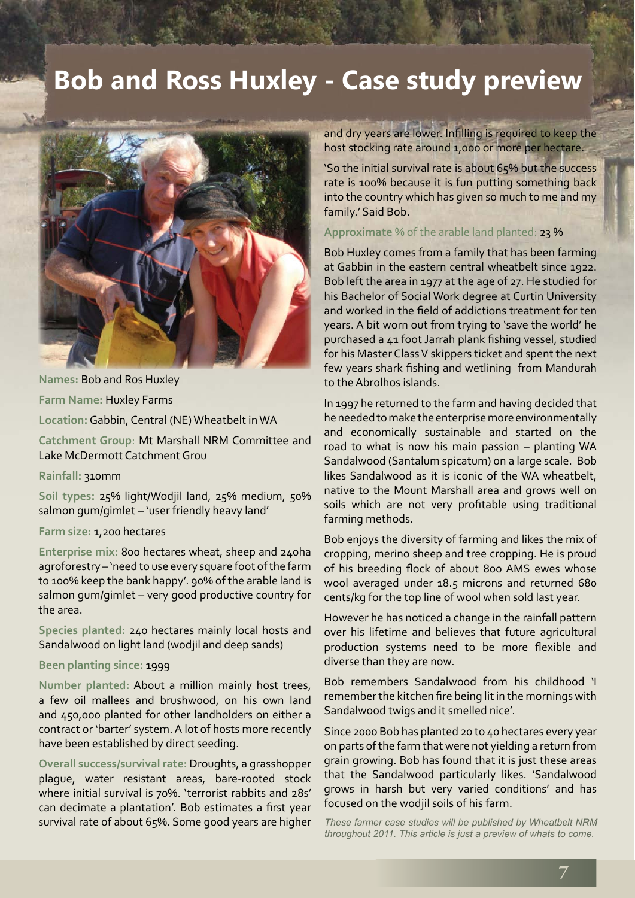# Bob and Ross Huxley - Case study preview

**Names:** Bob and Ros Huxley

**Farm Name:** Huxley Farms

**Location:** Gabbin, Central (NE) Wheatbelt in WA

**Catchment Group**: Mt Marshall NRM Committee and Lake McDermott Catchment Grou

**Rainfall:** 310mm

**Soil types:** 25% light/Wodjil land, 25% medium, 50% salmon gum/gimlet – 'user friendly heavy land'

**Farm size:** 1,200 hectares

**Enterprise mix:** 800 hectares wheat, sheep and 240ha agroforestry – 'need to use every square foot of the farm to 100% keep the bank happy'. 90% of the arable land is salmon gum/gimlet – very good productive country for the area.

**Species planted:** 240 hectares mainly local hosts and Sandalwood on light land (wodjil and deep sands)

**Been planting since:** 1999

**Number planted:** About a million mainly host trees, a few oil mallees and brushwood, on his own land and 450,000 planted for other landholders on either a contract or 'barter' system. A lot of hosts more recently have been established by direct seeding.

**Overall success/survival rate:** Droughts, a grasshopper plague, water resistant areas, bare-rooted stock where initial survival is 70%. 'terrorist rabbits and 28s' can decimate a plantation'. Bob estimates a first year survival rate of about 65%. Some good years are higher and dry years are lower. Infilling is required to keep the host stocking rate around 1,000 or more per hectare.

'So the initial survival rate is about 65% but the success rate is 100% because it is fun putting something back into the country which has given so much to me and my family.' Said Bob.

**Approximate % of the arable land planted:** 23 %

Bob Huxley comes from a family that has been farming at Gabbin in the eastern central wheatbelt since 1922. Bob left the area in 1977 at the age of 27. He studied for his Bachelor of Social Work degree at Curtin University and worked in the field of addictions treatment for ten years. A bit worn out from trying to 'save the world' he purchased a 41 foot Jarrah plank fishing vessel, studied for his Master Class V skippers ticket and spent the next few years shark fishing and wetlining from Mandurah to the Abrolhos islands.

In 1997 he returned to the farm and having decided that he needed to make the enterprise more environmentally and economically sustainable and started on the road to what is now his main passion – planting WA Sandalwood (Santalum spicatum) on a large scale. Bob likes Sandalwood as it is iconic of the WA wheatbelt, native to the Mount Marshall area and grows well on soils which are not very profitable using traditional farming methods.

Bob enjoys the diversity of farming and likes the mix of cropping, merino sheep and tree cropping. He is proud of his breeding flock of about 800 AMS ewes whose wool averaged under 18.5 microns and returned 680 cents/kg for the top line of wool when sold last year.

However he has noticed a change in the rainfall pattern over his lifetime and believes that future agricultural production systems need to be more flexible and diverse than they are now.

Bob remembers Sandalwood from his childhood 'I remember the kitchen fire being lit in the mornings with Sandalwood twigs and it smelled nice'.

Since 2000 Bob has planted 20 to 40 hectares every year on parts of the farm that were not yielding a return from grain growing. Bob has found that it is just these areas that the Sandalwood particularly likes. 'Sandalwood grows in harsh but very varied conditions' and has focused on the wodjil soils of his farm.

*These farmer case studies will be published by Wheatbelt NRM throughout 2011. This article is just a preview of whats to come.*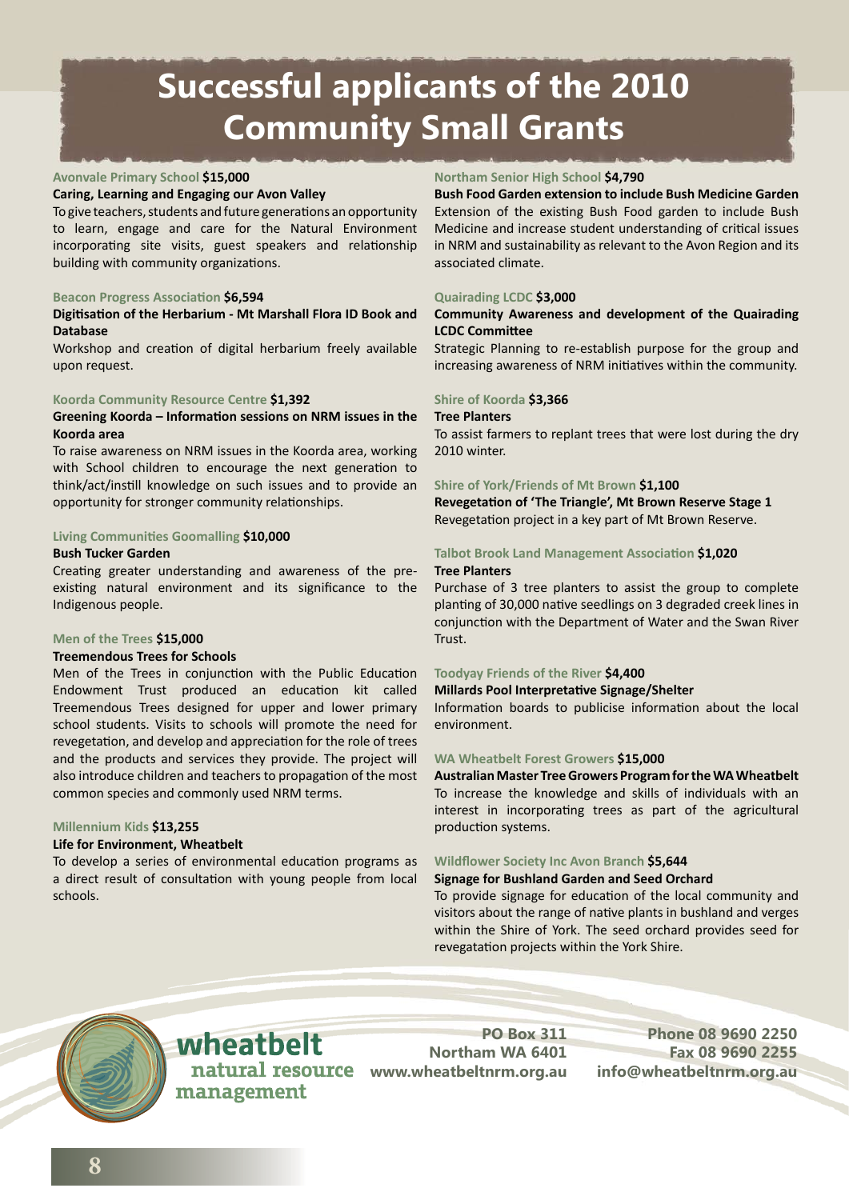# Successful applicants of the 2010 Community Small Grants

**Avonvale Primary School $15,000**

**Caring, Learning and Engaging our Avon Valley**

To give teachers, students and future generations an opportunity to learn, engage and care for the Natural Environment incorporating site visits, guest speakers and relationship building with community organizations.

**Beacon Progress Association $6,594**

**Digitisation of the Herbarium - Mt Marshall Flora ID Book and Database**

Workshop and creation of digital herbarium freely available upon request.

**Koorda Community Resource Centre $1,392**

**Greening Koorda – Information sessions on NRM issues in the Koorda area**

To raise awareness on NRM issues in the Koorda area, working with School children to encourage the next generation to think/act/instill knowledge on such issues and to provide an opportunity for stronger community relationships.

**Living Communities Goomalling $10,000**

**Bush Tucker Garden**

Creating greater understanding and awareness of the pre-existing natural environment and its significance to the Indigenous people.

**Men of the Trees $15,000**

**Treemendous Trees for Schools**

Men of the Trees in conjunction with the Public Education Endowment Trust produced an education kit called Treemendous Trees designed for upper and lower primary school students. Visits to schools will promote the need for revegetation, and develop and appreciation for the role of trees and the products and services they provide. The project will also introduce children and teachers to propagation of the most common species and commonly used NRM terms.

**Millennium Kids $13,255**

**Life for Environment, Wheatbelt**

To develop a series of environmental education programs as a direct result of consultation with young people from local schools.

**Northam Senior High School $4,790**

**Bush Food Garden extension to include Bush Medicine Garden**

Extension of the existing Bush Food garden to include Bush Medicine and increase student understanding of critical issues in NRM and sustainability as relevant to the Avon Region and its associated climate.

**Quairading LCDC $3,000**

**Community Awareness and development of the Quairading LCDC Committee**

Strategic Planning to re-establish purpose for the group and increasing awareness of NRM initiatives within the community.

**Shire of Koorda $3,366**

**Tree Planters**

To assist farmers to replant trees that were lost during the dry 2010 winter.

**Shire of York/Friends of Mt Brown $1,100**

**Revegetation of 'The Triangle', Mt Brown Reserve Stage 1**

Revegetation project in a key part of Mt Brown Reserve.

**Talbot Brook Land Management Association $1,020**

**Tree Planters**

Purchase of 3 tree planters to assist the group to complete planting of 30,000 native seedlings on 3 degraded creek lines in conjunction with the Department of Water and the Swan River Trust.

**Toodyay Friends of the River $4,400**

**Millards Pool Interpretative Signage/Shelter**

Information boards to publicise information about the local environment.

**WA Wheatbelt Forest Growers $15,000**

**Australian Master Tree Growers Program for the WA Wheatbelt**

To increase the knowledge and skills of individuals with an interest in incorporating trees as part of the agricultural production systems.

**Wildflower Society Inc Avon Branch $5,644**

**Signage for Bushland Garden and Seed Orchard**

To provide signage for education of the local community and visitors about the range of native plants in bushland and verges within the Shire of York. The seed orchard provides seed for revegatation projects within the York Shire.

wheatbelt natural resource management

PO Box 311
Northam WA 6401
www.wheatbeltnrm.org.au

Phone 08 9690 2250
Fax 08 9690 2255
info@wheatbeltnrm.org.au